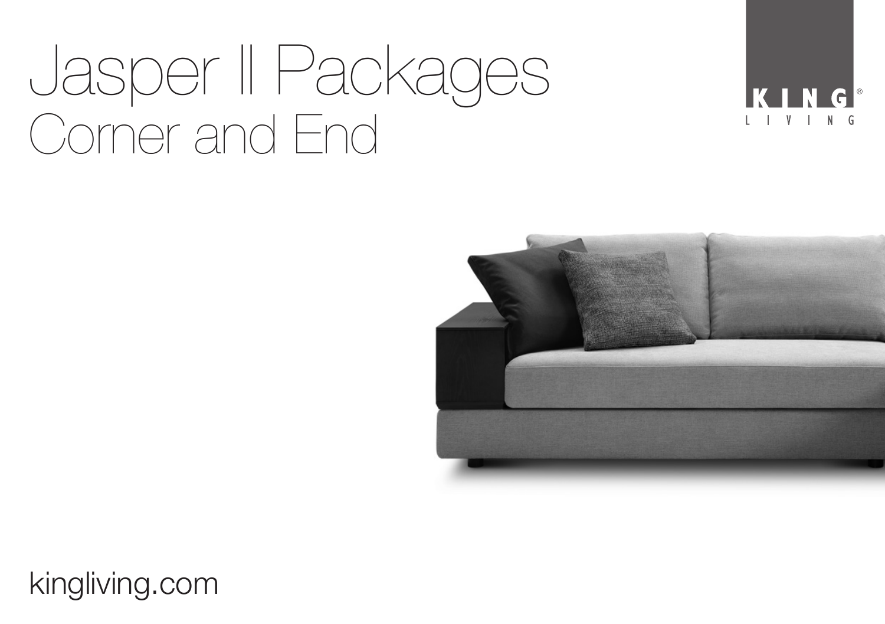# Jasper II Packages
## Corner and End

KING LIVING

kingliving.com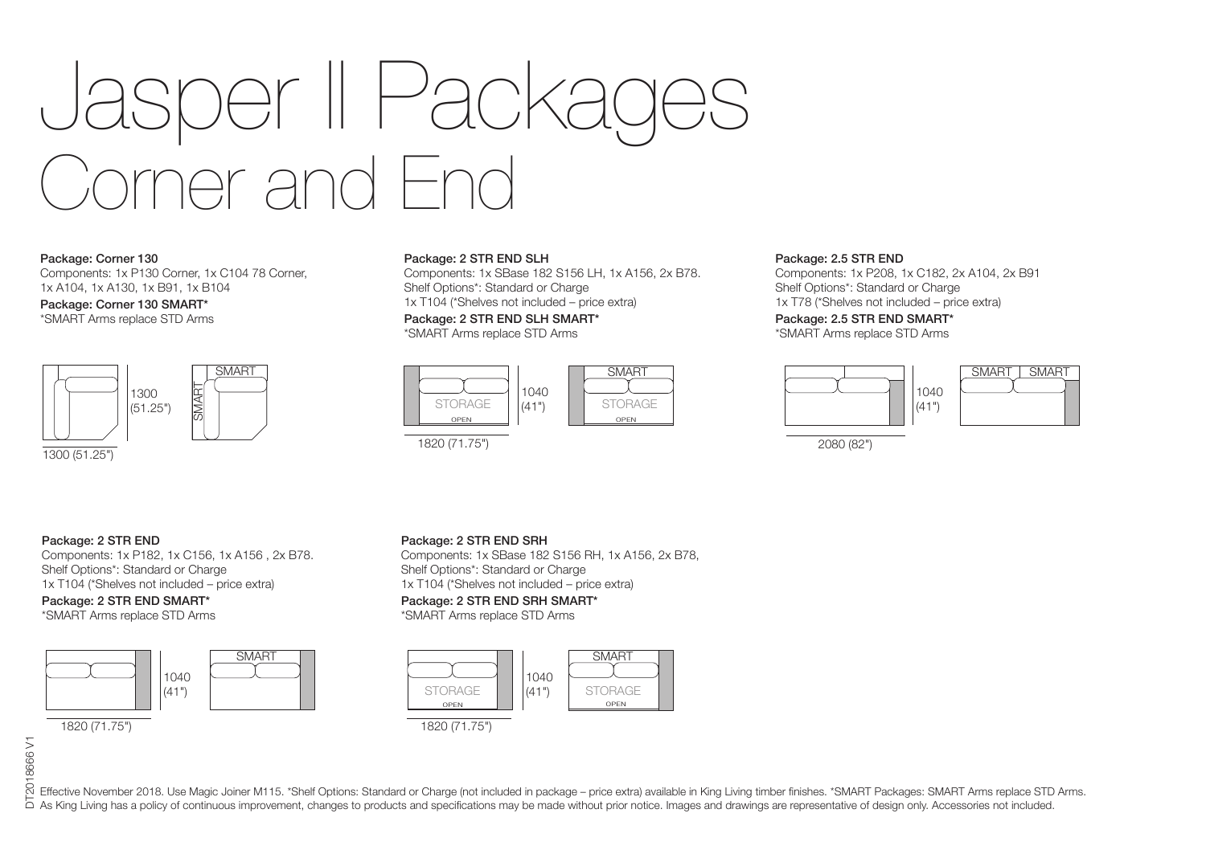# Jasper II Packages Corner and End

**Package: Corner 130**
Components: 1x P130 Corner, 1x C104 78 Corner, 1x A104, 1x A130, 1x B91, 1x B104

**Package: Corner 130 SMART***
*SMART Arms replace STD Arms

1300 (51.25")
1300 (51.25")
SMART
SMART

**Package: 2 STR END SLH**
Components: 1x SBase 182 S156 LH, 1x A156, 2x B78.
Shelf Options*: Standard or Charge
1x T104 (*Shelves not included – price extra)

**Package: 2 STR END SLH SMART***
*SMART Arms replace STD Arms

STORAGE
OPEN
1040 (41")
1820 (71.75")
SMART
STORAGE
OPEN

**Package: 2.5 STR END**
Components: 1x P208, 1x C182, 2x A104, 2x B91
Shelf Options*: Standard or Charge
1x T78 (*Shelves not included – price extra)

**Package: 2.5 STR END SMART***
*SMART Arms replace STD Arms

1040 (41")
2080 (82")
SMART SMART

**Package: 2 STR END**
Components: 1x P182, 1x C156, 1x A156 , 2x B78.
Shelf Options*: Standard or Charge
1x T104 (*Shelves not included – price extra)

**Package: 2 STR END SMART***
*SMART Arms replace STD Arms

1040 (41")
1820 (71.75")
SMART

**Package: 2 STR END SRH**
Components: 1x SBase 182 S156 RH, 1x A156, 2x B78,
Shelf Options*: Standard or Charge
1x T104 (*Shelves not included – price extra)

**Package: 2 STR END SRH SMART***
*SMART Arms replace STD Arms

STORAGE
OPEN
1040 (41")
1820 (71.75")
SMART
STORAGE
OPEN

DT2018666 V1

Effective November 2018. Use Magic Joiner M115. *Shelf Options: Standard or Charge (not included in package – price extra) available in King Living timber finishes. *SMART Packages: SMART Arms replace STD Arms.
As King Living has a policy of continuous improvement, changes to products and specifications may be made without prior notice. Images and drawings are representative of design only. Accessories not included.